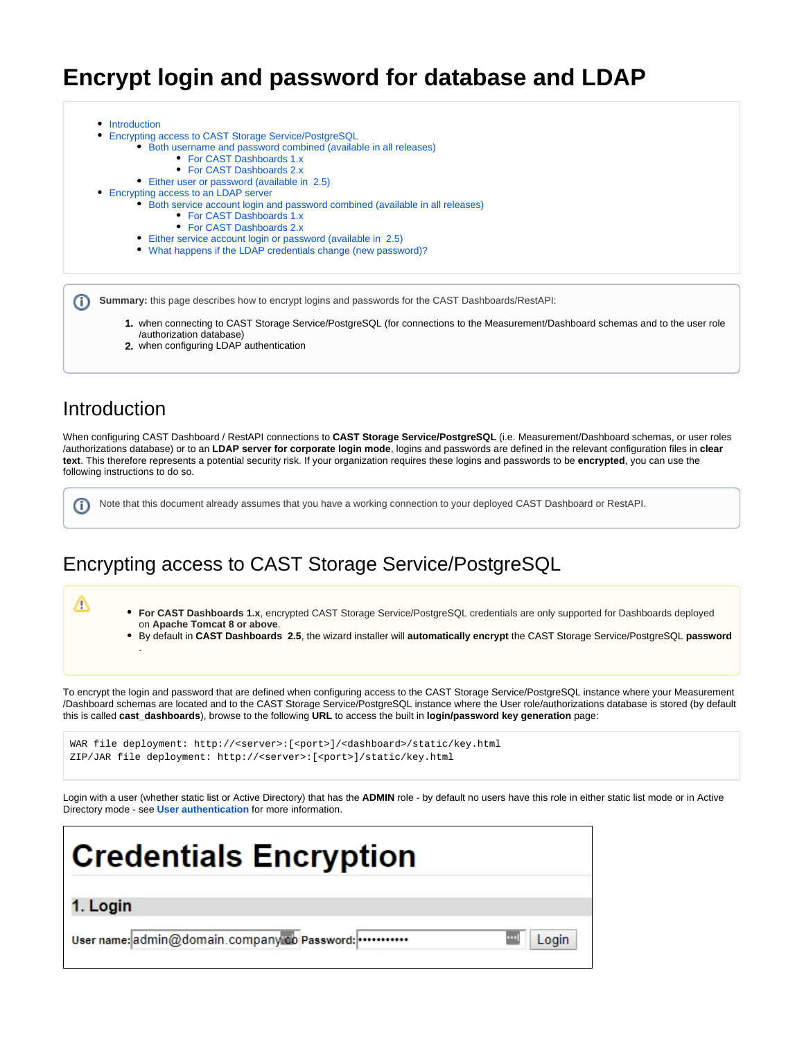# Encrypt login and password for database and LDAP

- Introduction
- Encrypting access to CAST Storage Service/PostgreSQL
  - Both username and password combined (available in all releases)
    - For CAST Dashboards 1.x
    - For CAST Dashboards 2.x
  - Either user or password (available in 2.5)
- Encrypting access to an LDAP server
  - Both service account login and password combined (available in all releases)
    - For CAST Dashboards 1.x
    - For CAST Dashboards 2.x
  - Either service account login or password (available in 2.5)
  - What happens if the LDAP credentials change (new password)?

**Summary:** this page describes how to encrypt logins and passwords for the CAST Dashboards/RestAPI:

1. when connecting to CAST Storage Service/PostgreSQL (for connections to the Measurement/Dashboard schemas and to the user role /authorization database)
2. when configuring LDAP authentication

## Introduction

When configuring CAST Dashboard / RestAPI connections to **CAST Storage Service/PostgreSQL** (i.e. Measurement/Dashboard schemas, or user roles /authorizations database) or to an **LDAP server for corporate login mode**, logins and passwords are defined in the relevant configuration files in **clear text**. This therefore represents a potential security risk. If your organization requires these logins and passwords to be **encrypted**, you can use the following instructions to do so.

Note that this document already assumes that you have a working connection to your deployed CAST Dashboard or RestAPI.

## Encrypting access to CAST Storage Service/PostgreSQL

- **For CAST Dashboards 1.x**, encrypted CAST Storage Service/PostgreSQL credentials are only supported for Dashboards deployed on **Apache Tomcat 8 or above**.
- By default in **CAST Dashboards 2.5**, the wizard installer will **automatically encrypt** the CAST Storage Service/PostgreSQL **password**.

To encrypt the login and password that are defined when configuring access to the CAST Storage Service/PostgreSQL instance where your Measurement /Dashboard schemas are located and to the CAST Storage Service/PostgreSQL instance where the User role/authorizations database is stored (by default this is called **cast_dashboards**), browse to the following **URL** to access the built in **login/password key generation** page:

```
WAR file deployment: http://<server>:[<port>]/<dashboard>/static/key.html
ZIP/JAR file deployment: http://<server>:[<port>]/static/key.html
```

Login with a user (whether static list or Active Directory) that has the **ADMIN** role - by default no users have this role in either static list mode or in Active Directory mode - see **User authentication** for more information.

# Credentials Encryption

## 1. Login

User name: admin@domain.company.co Password: ••••••••••• Login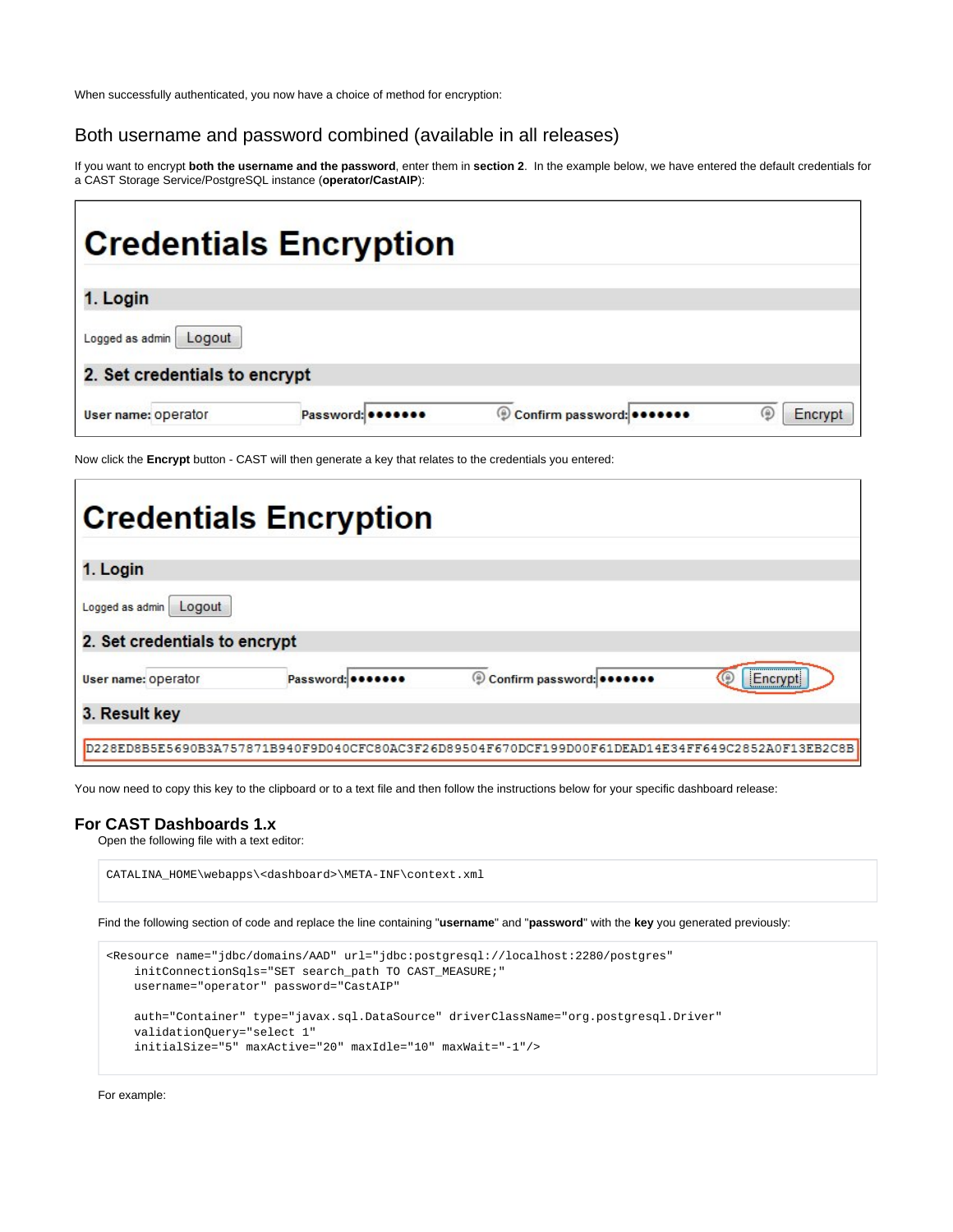When successfully authenticated, you now have a choice of method for encryption:

## Both username and password combined (available in all releases)

If you want to encrypt **both the username and the password**, enter them in **section 2**. In the example below, we have entered the default credentials for a CAST Storage Service/PostgreSQL instance (**operator/CastAIP**):

# Credentials Encryption

### 1. Login

Logged as admin [Logout]

### 2. Set credentials to encrypt

User name: operator Password: ••••••• Confirm password: ••••••• [Encrypt]

Now click the **Encrypt** button - CAST will then generate a key that relates to the credentials you entered:

# Credentials Encryption

### 1. Login

Logged as admin [Logout]

### 2. Set credentials to encrypt

User name: operator Password: ••••••• Confirm password: ••••••• [Encrypt]

### 3. Result key

D228ED8B5E5690B3A757871B940F9D040CFC80AC3F26D89504F670DCF199D00F61DEAD14E34FF649C2852A0F13EB2C8B

You now need to copy this key to the clipboard or to a text file and then follow the instructions below for your specific dashboard release:

### For CAST Dashboards 1.x

Open the following file with a text editor:

```
CATALINA_HOME\webapps\<dashboard>\META-INF\context.xml
```

Find the following section of code and replace the line containing "**username**" and "**password**" with the **key** you generated previously:

```
<Resource name="jdbc/domains/AAD" url="jdbc:postgresql://localhost:2280/postgres"
    initConnectionSqls="SET search_path TO CAST_MEASURE;"
    username="operator" password="CastAIP"

    auth="Container" type="javax.sql.DataSource" driverClassName="org.postgresql.Driver"
    validationQuery="select 1"
    initialSize="5" maxActive="20" maxIdle="10" maxWait="-1"/>
```

For example: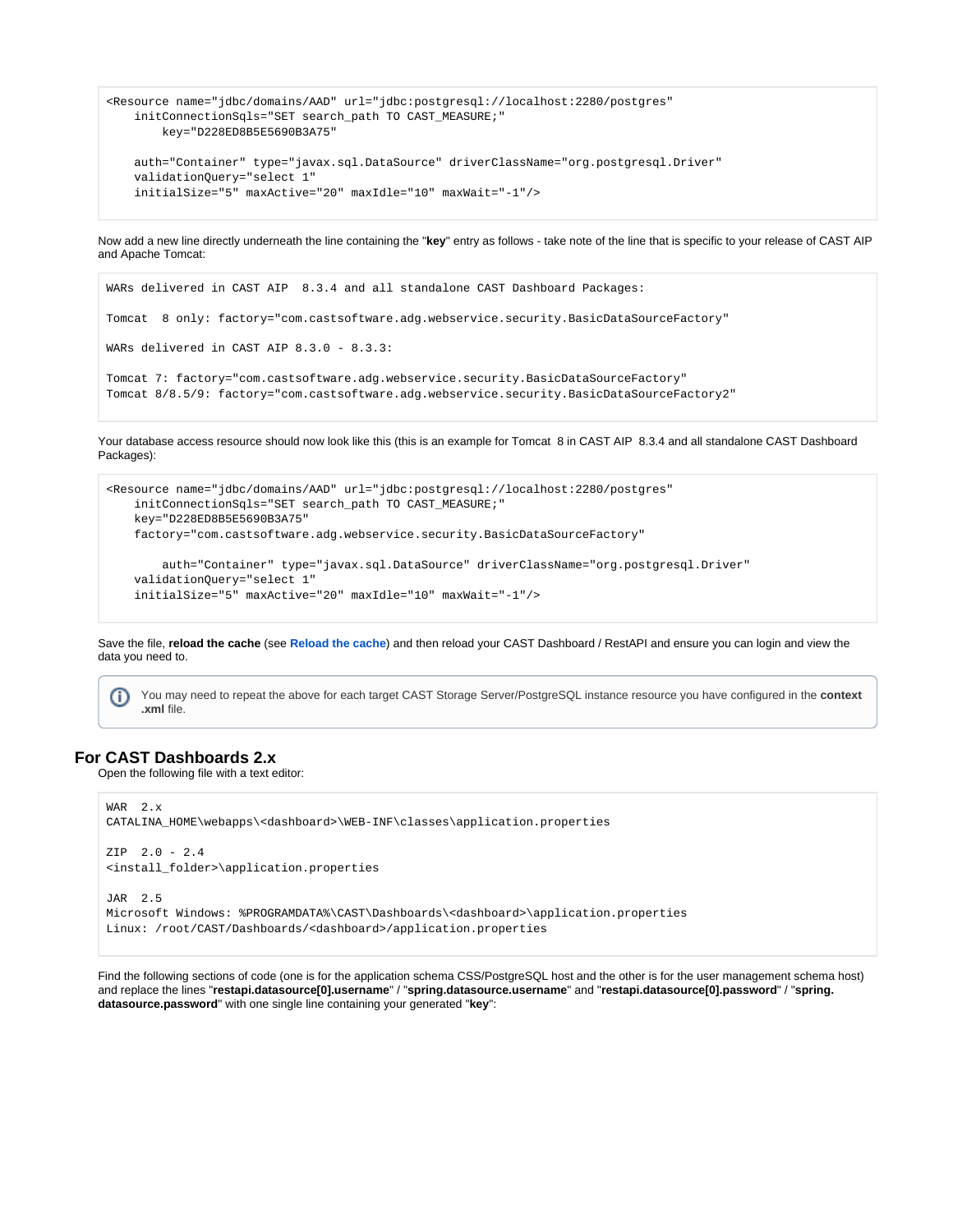```
<Resource name="jdbc/domains/AAD" url="jdbc:postgresql://localhost:2280/postgres"
    initConnectionSqls="SET search_path TO CAST_MEASURE;"
        key="D228ED8B5E5690B3A75"

    auth="Container" type="javax.sql.DataSource" driverClassName="org.postgresql.Driver"
    validationQuery="select 1"
    initialSize="5" maxActive="20" maxIdle="10" maxWait="-1"/>
```

Now add a new line directly underneath the line containing the "**key**" entry as follows - take note of the line that is specific to your release of CAST AIP and Apache Tomcat:

```
WARs delivered in CAST AIP  8.3.4 and all standalone CAST Dashboard Packages:

Tomcat  8 only: factory="com.castsoftware.adg.webservice.security.BasicDataSourceFactory"

WARs delivered in CAST AIP 8.3.0 - 8.3.3:

Tomcat 7: factory="com.castsoftware.adg.webservice.security.BasicDataSourceFactory"
Tomcat 8/8.5/9: factory="com.castsoftware.adg.webservice.security.BasicDataSourceFactory2"
```

Your database access resource should now look like this (this is an example for Tomcat 8 in CAST AIP 8.3.4 and all standalone CAST Dashboard Packages):

```
<Resource name="jdbc/domains/AAD" url="jdbc:postgresql://localhost:2280/postgres"
    initConnectionSqls="SET search_path TO CAST_MEASURE;"
    key="D228ED8B5E5690B3A75"
    factory="com.castsoftware.adg.webservice.security.BasicDataSourceFactory"

        auth="Container" type="javax.sql.DataSource" driverClassName="org.postgresql.Driver"
    validationQuery="select 1"
    initialSize="5" maxActive="20" maxIdle="10" maxWait="-1"/>
```

Save the file, **reload the cache** (see Reload the cache) and then reload your CAST Dashboard / RestAPI and ensure you can login and view the data you need to.

> You may need to repeat the above for each target CAST Storage Server/PostgreSQL instance resource you have configured in the **context.xml** file.

## For CAST Dashboards 2.x

Open the following file with a text editor:

```
WAR  2.x
CATALINA_HOME\webapps\<dashboard>\WEB-INF\classes\application.properties

ZIP  2.0 - 2.4
<install_folder>\application.properties

JAR  2.5
Microsoft Windows: %PROGRAMDATA%\CAST\Dashboards\<dashboard>\application.properties
Linux: /root/CAST/Dashboards/<dashboard>/application.properties
```

Find the following sections of code (one is for the application schema CSS/PostgreSQL host and the other is for the user management schema host) and replace the lines "**restapi.datasource[0].username**" / "**spring.datasource.username**" and "**restapi.datasource[0].password**" / "**spring.datasource.password**" with one single line containing your generated "**key**":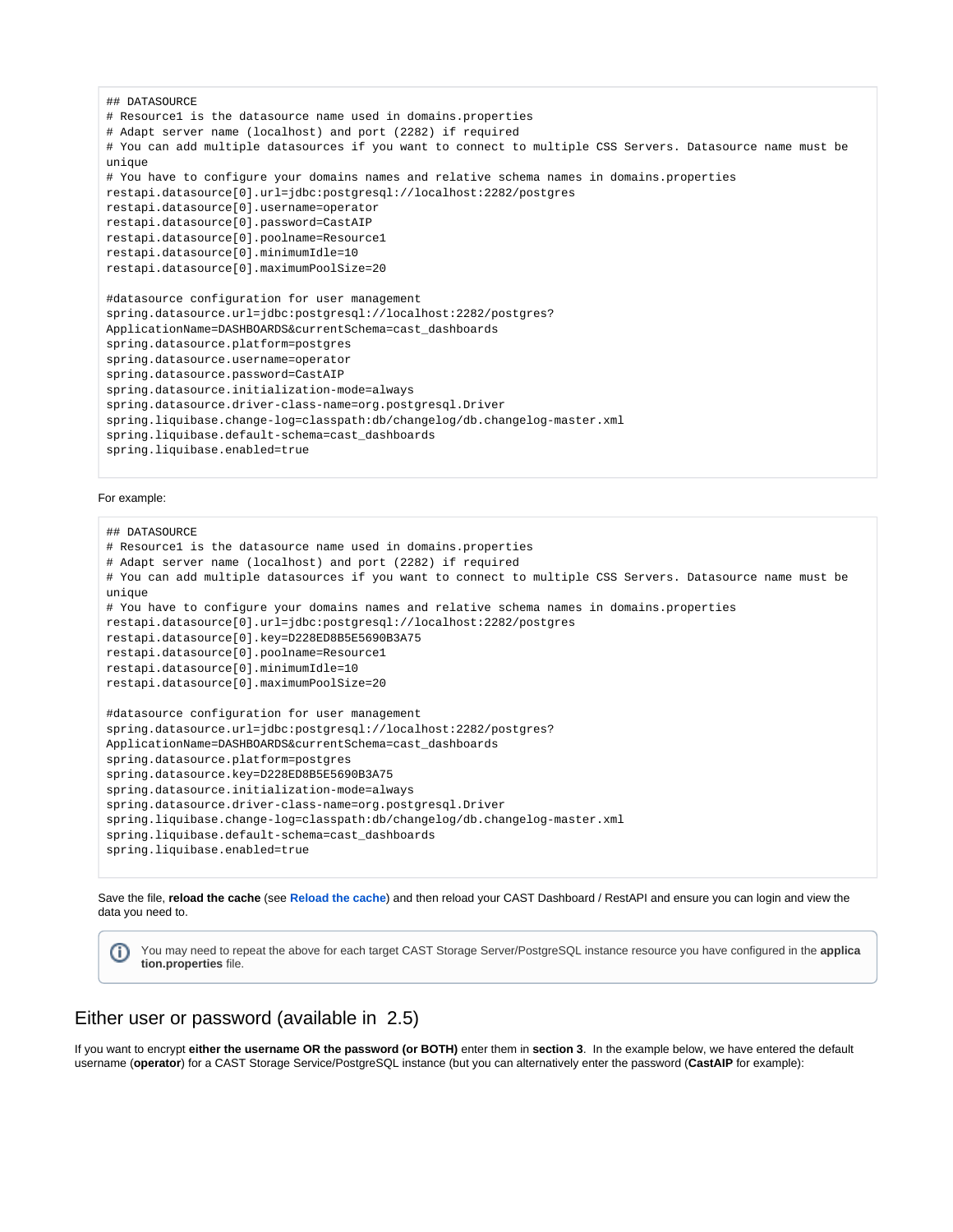```
## DATASOURCE
# Resource1 is the datasource name used in domains.properties
# Adapt server name (localhost) and port (2282) if required
# You can add multiple datasources if you want to connect to multiple CSS Servers. Datasource name must be unique
# You have to configure your domains names and relative schema names in domains.properties
restapi.datasource[0].url=jdbc:postgresql://localhost:2282/postgres
restapi.datasource[0].username=operator
restapi.datasource[0].password=CastAIP
restapi.datasource[0].poolname=Resource1
restapi.datasource[0].minimumIdle=10
restapi.datasource[0].maximumPoolSize=20

#datasource configuration for user management
spring.datasource.url=jdbc:postgresql://localhost:2282/postgres?ApplicationName=DASHBOARDS&currentSchema=cast_dashboards
spring.datasource.platform=postgres
spring.datasource.username=operator
spring.datasource.password=CastAIP
spring.datasource.initialization-mode=always
spring.datasource.driver-class-name=org.postgresql.Driver
spring.liquibase.change-log=classpath:db/changelog/db.changelog-master.xml
spring.liquibase.default-schema=cast_dashboards
spring.liquibase.enabled=true
```

For example:

```
## DATASOURCE
# Resource1 is the datasource name used in domains.properties
# Adapt server name (localhost) and port (2282) if required
# You can add multiple datasources if you want to connect to multiple CSS Servers. Datasource name must be unique
# You have to configure your domains names and relative schema names in domains.properties
restapi.datasource[0].url=jdbc:postgresql://localhost:2282/postgres
restapi.datasource[0].key=D228ED8B5E5690B3A75
restapi.datasource[0].poolname=Resource1
restapi.datasource[0].minimumIdle=10
restapi.datasource[0].maximumPoolSize=20

#datasource configuration for user management
spring.datasource.url=jdbc:postgresql://localhost:2282/postgres?ApplicationName=DASHBOARDS&currentSchema=cast_dashboards
spring.datasource.platform=postgres
spring.datasource.key=D228ED8B5E5690B3A75
spring.datasource.initialization-mode=always
spring.datasource.driver-class-name=org.postgresql.Driver
spring.liquibase.change-log=classpath:db/changelog/db.changelog-master.xml
spring.liquibase.default-schema=cast_dashboards
spring.liquibase.enabled=true
```

Save the file, **reload the cache** (see **Reload the cache**) and then reload your CAST Dashboard / RestAPI and ensure you can login and view the data you need to.

> You may need to repeat the above for each target CAST Storage Server/PostgreSQL instance resource you have configured in the **application.properties** file.

## Either user or password (available in 2.5)

If you want to encrypt **either the username OR the password (or BOTH)** enter them in **section 3**. In the example below, we have entered the default username (**operator**) for a CAST Storage Service/PostgreSQL instance (but you can alternatively enter the password (**CastAIP** for example):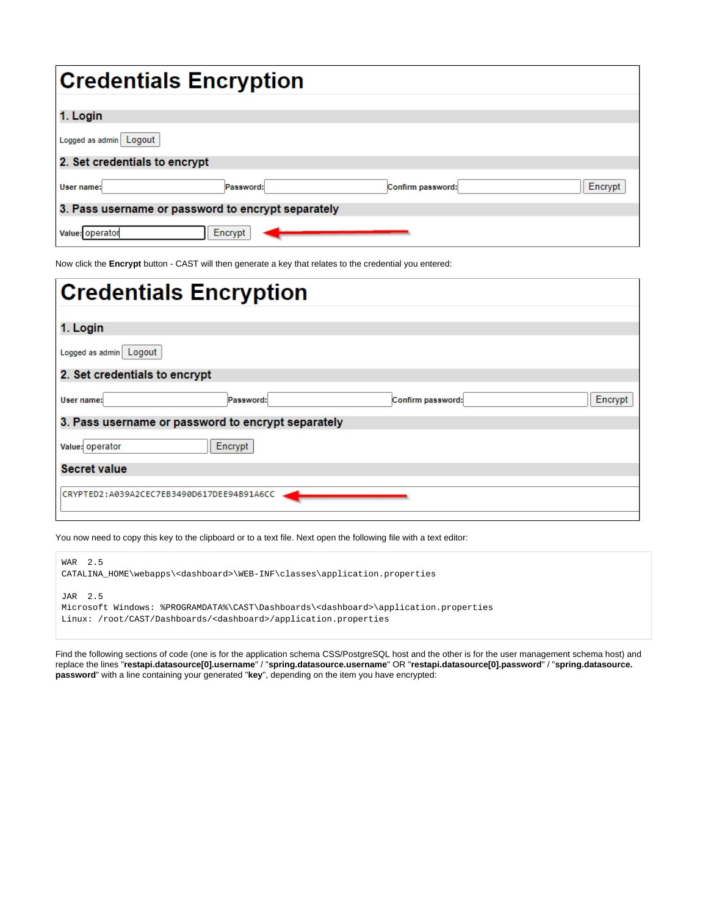Now click the **Encrypt** button - CAST will then generate a key that relates to the credential you entered:

You now need to copy this key to the clipboard or to a text file. Next open the following file with a text editor:

```
WAR  2.5
CATALINA_HOME\webapps\<dashboard>\WEB-INF\classes\application.properties

JAR  2.5
Microsoft Windows: %PROGRAMDATA%\CAST\Dashboards\<dashboard>\application.properties
Linux: /root/CAST/Dashboards/<dashboard>/application.properties
```

Find the following sections of code (one is for the application schema CSS/PostgreSQL host and the other is for the user management schema host) and replace the lines "**restapi.datasource[0].username**" / "**spring.datasource.username**" OR "**restapi.datasource[0].password**" / "**spring.datasource.password**" with a line containing your generated "**key**", depending on the item you have encrypted: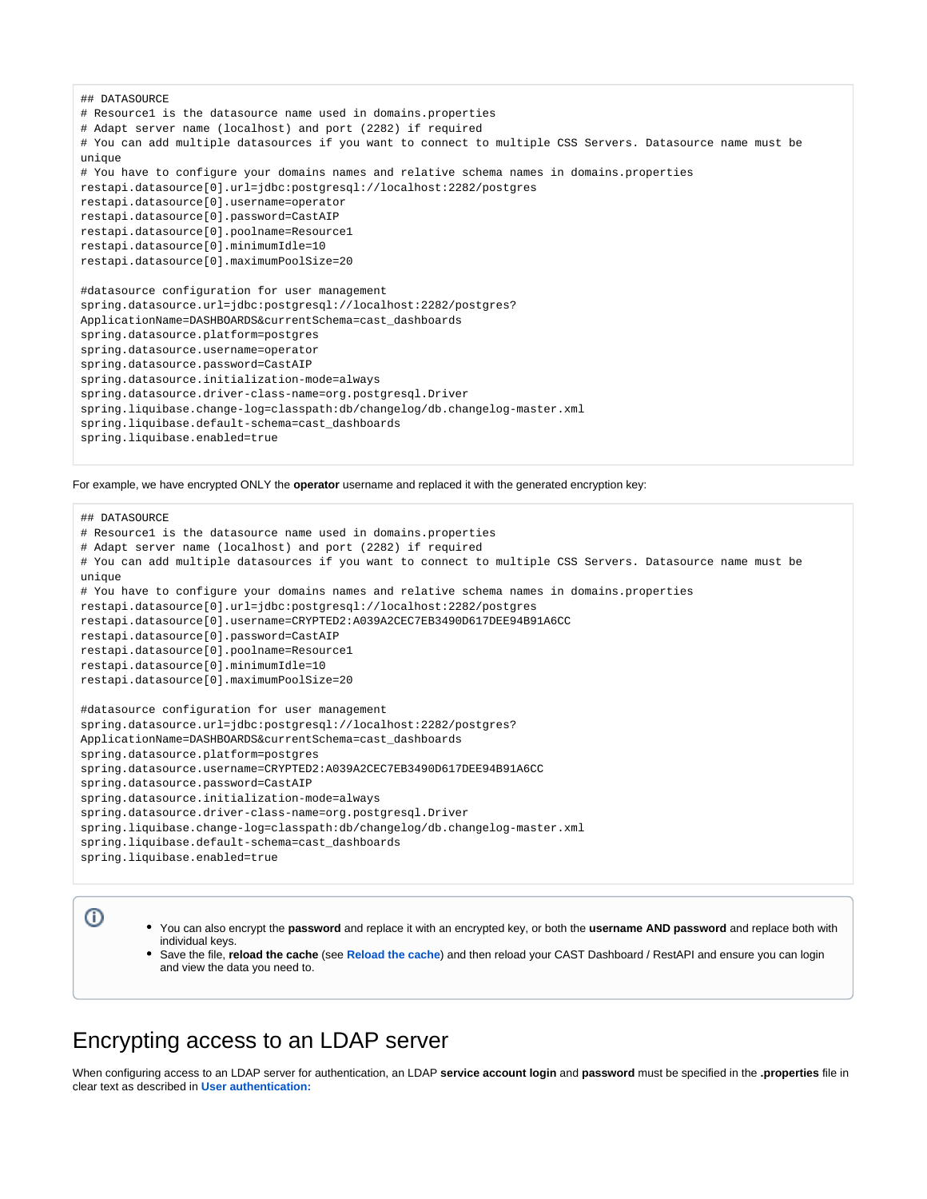```
## DATASOURCE
# Resource1 is the datasource name used in domains.properties
# Adapt server name (localhost) and port (2282) if required
# You can add multiple datasources if you want to connect to multiple CSS Servers. Datasource name must be unique
# You have to configure your domains names and relative schema names in domains.properties
restapi.datasource[0].url=jdbc:postgresql://localhost:2282/postgres
restapi.datasource[0].username=operator
restapi.datasource[0].password=CastAIP
restapi.datasource[0].poolname=Resource1
restapi.datasource[0].minimumIdle=10
restapi.datasource[0].maximumPoolSize=20

#datasource configuration for user management
spring.datasource.url=jdbc:postgresql://localhost:2282/postgres?ApplicationName=DASHBOARDS&currentSchema=cast_dashboards
spring.datasource.platform=postgres
spring.datasource.username=operator
spring.datasource.password=CastAIP
spring.datasource.initialization-mode=always
spring.datasource.driver-class-name=org.postgresql.Driver
spring.liquibase.change-log=classpath:db/changelog/db.changelog-master.xml
spring.liquibase.default-schema=cast_dashboards
spring.liquibase.enabled=true
```

For example, we have encrypted ONLY the **operator** username and replaced it with the generated encryption key:

```
## DATASOURCE
# Resource1 is the datasource name used in domains.properties
# Adapt server name (localhost) and port (2282) if required
# You can add multiple datasources if you want to connect to multiple CSS Servers. Datasource name must be unique
# You have to configure your domains names and relative schema names in domains.properties
restapi.datasource[0].url=jdbc:postgresql://localhost:2282/postgres
restapi.datasource[0].username=CRYPTED2:A039A2CEC7EB3490D617DEE94B91A6CC
restapi.datasource[0].password=CastAIP
restapi.datasource[0].poolname=Resource1
restapi.datasource[0].minimumIdle=10
restapi.datasource[0].maximumPoolSize=20

#datasource configuration for user management
spring.datasource.url=jdbc:postgresql://localhost:2282/postgres?ApplicationName=DASHBOARDS&currentSchema=cast_dashboards
spring.datasource.platform=postgres
spring.datasource.username=CRYPTED2:A039A2CEC7EB3490D617DEE94B91A6CC
spring.datasource.password=CastAIP
spring.datasource.initialization-mode=always
spring.datasource.driver-class-name=org.postgresql.Driver
spring.liquibase.change-log=classpath:db/changelog/db.changelog-master.xml
spring.liquibase.default-schema=cast_dashboards
spring.liquibase.enabled=true
```

- You can also encrypt the **password** and replace it with an encrypted key, or both the **username AND password** and replace both with individual keys.
- Save the file, **reload the cache** (see **Reload the cache**) and then reload your CAST Dashboard / RestAPI and ensure you can login and view the data you need to.

# Encrypting access to an LDAP server

When configuring access to an LDAP server for authentication, an LDAP **service account login** and **password** must be specified in the **.properties** file in clear text as described in **User authentication:**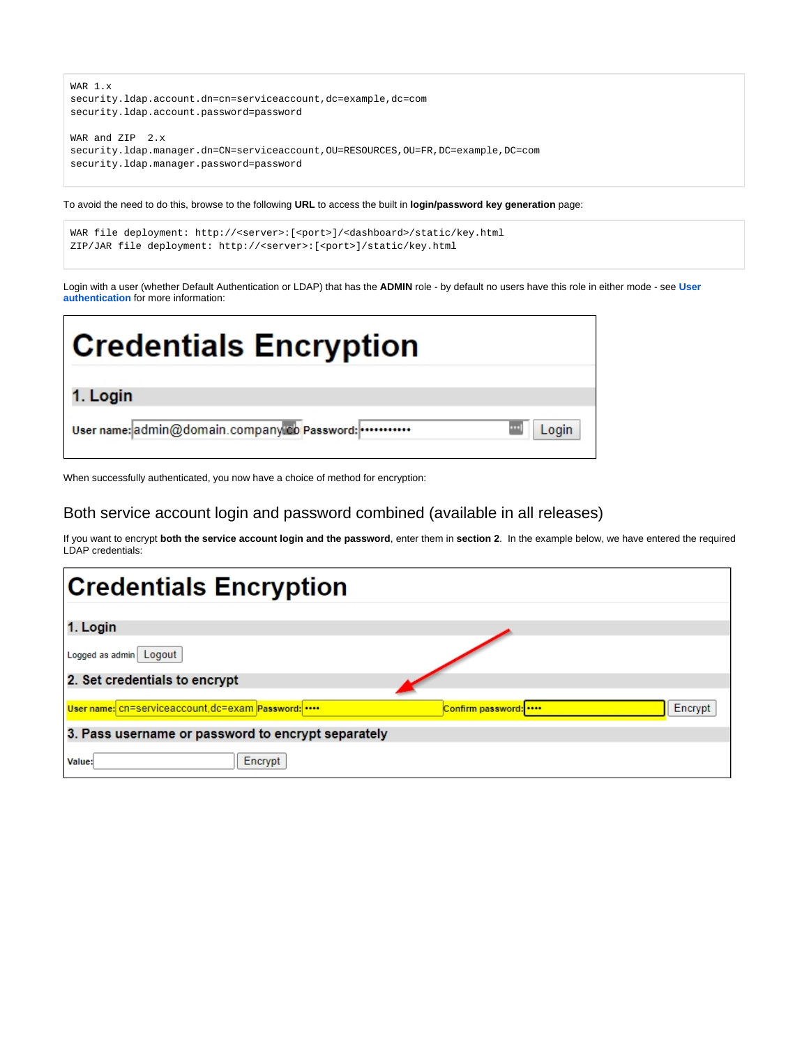```
WAR 1.x
security.ldap.account.dn=cn=serviceaccount,dc=example,dc=com
security.ldap.account.password=password

WAR and ZIP  2.x
security.ldap.manager.dn=CN=serviceaccount,OU=RESOURCES,OU=FR,DC=example,DC=com
security.ldap.manager.password=password
```

To avoid the need to do this, browse to the following **URL** to access the built in **login/password key generation** page:

```
WAR file deployment: http://<server>:[<port>]/<dashboard>/static/key.html
ZIP/JAR file deployment: http://<server>:[<port>]/static/key.html
```

Login with a user (whether Default Authentication or LDAP) that has the **ADMIN** role - by default no users have this role in either mode - see **User authentication** for more information:

When successfully authenticated, you now have a choice of method for encryption:

## Both service account login and password combined (available in all releases)

If you want to encrypt **both the service account login and the password**, enter them in **section 2**. In the example below, we have entered the required LDAP credentials: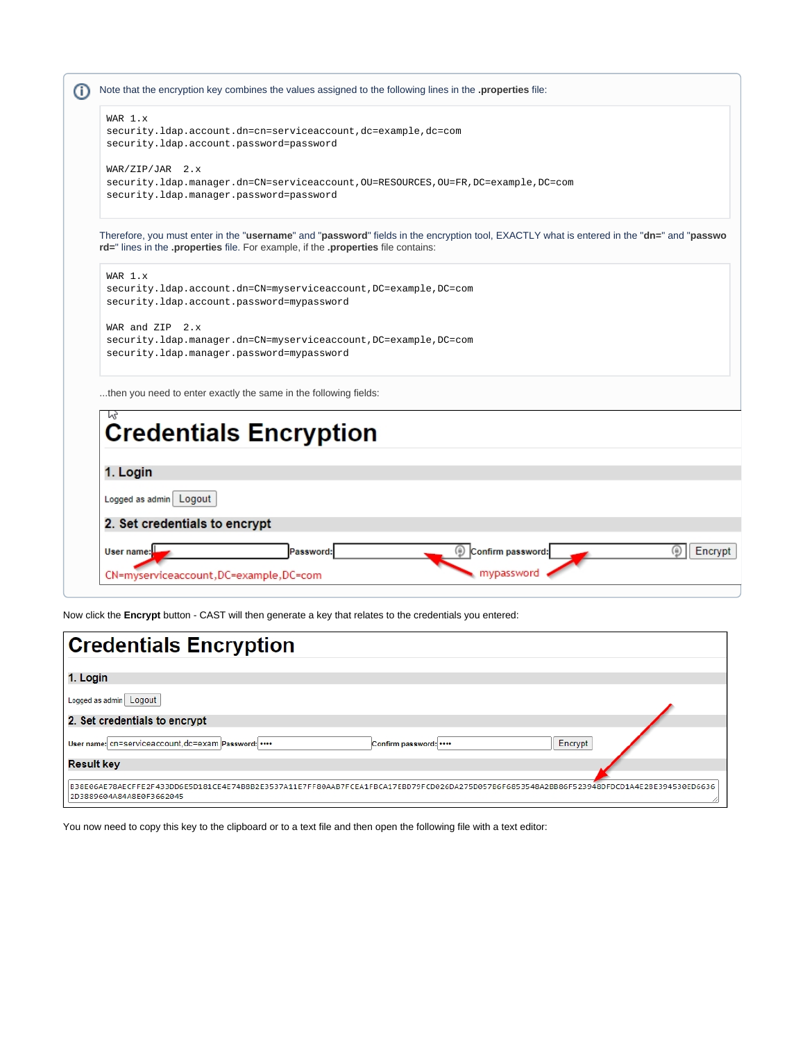Note that the encryption key combines the values assigned to the following lines in the **.properties** file:

```
WAR 1.x
security.ldap.account.dn=cn=serviceaccount,dc=example,dc=com
security.ldap.account.password=password

WAR/ZIP/JAR  2.x
security.ldap.manager.dn=CN=serviceaccount,OU=RESOURCES,OU=FR,DC=example,DC=com
security.ldap.manager.password=password
```

Therefore, you must enter in the "**username**" and "**password**" fields in the encryption tool, EXACTLY what is entered in the "**dn=**" and "**password=**" lines in the **.properties** file. For example, if the **.properties** file contains:

```
WAR 1.x
security.ldap.account.dn=CN=myserviceaccount,DC=example,DC=com
security.ldap.account.password=mypassword

WAR and ZIP  2.x
security.ldap.manager.dn=CN=myserviceaccount,DC=example,DC=com
security.ldap.manager.password=mypassword
```

...then you need to enter exactly the same in the following fields:

# Credentials Encryption

## 1. Login

Logged as admin [Logout]

## 2. Set credentials to encrypt

User name: [ ] Password: [ ] Confirm password: [ ] [Encrypt]

CN=myserviceaccount,DC=example,DC=com    mypassword

Now click the **Encrypt** button - CAST will then generate a key that relates to the credentials you entered:

# Credentials Encryption

## 1. Login

Logged as admin [Logout]

## 2. Set credentials to encrypt

User name: cn=serviceaccount,dc=exam Password: •••• Confirm password: •••• [Encrypt]

**Result key**

B38E06AE78AECFFE2F433DD6E5D181CE4E74B8B2E3537A11E7FF80AAB7FCEA1FBCA17EBD79FCD026DA275D05786F6853548A2BB86F523948DFDCD1A4E28E394530ED6636 2D3889604A84A8E0F3662045

You now need to copy this key to the clipboard or to a text file and then open the following file with a text editor: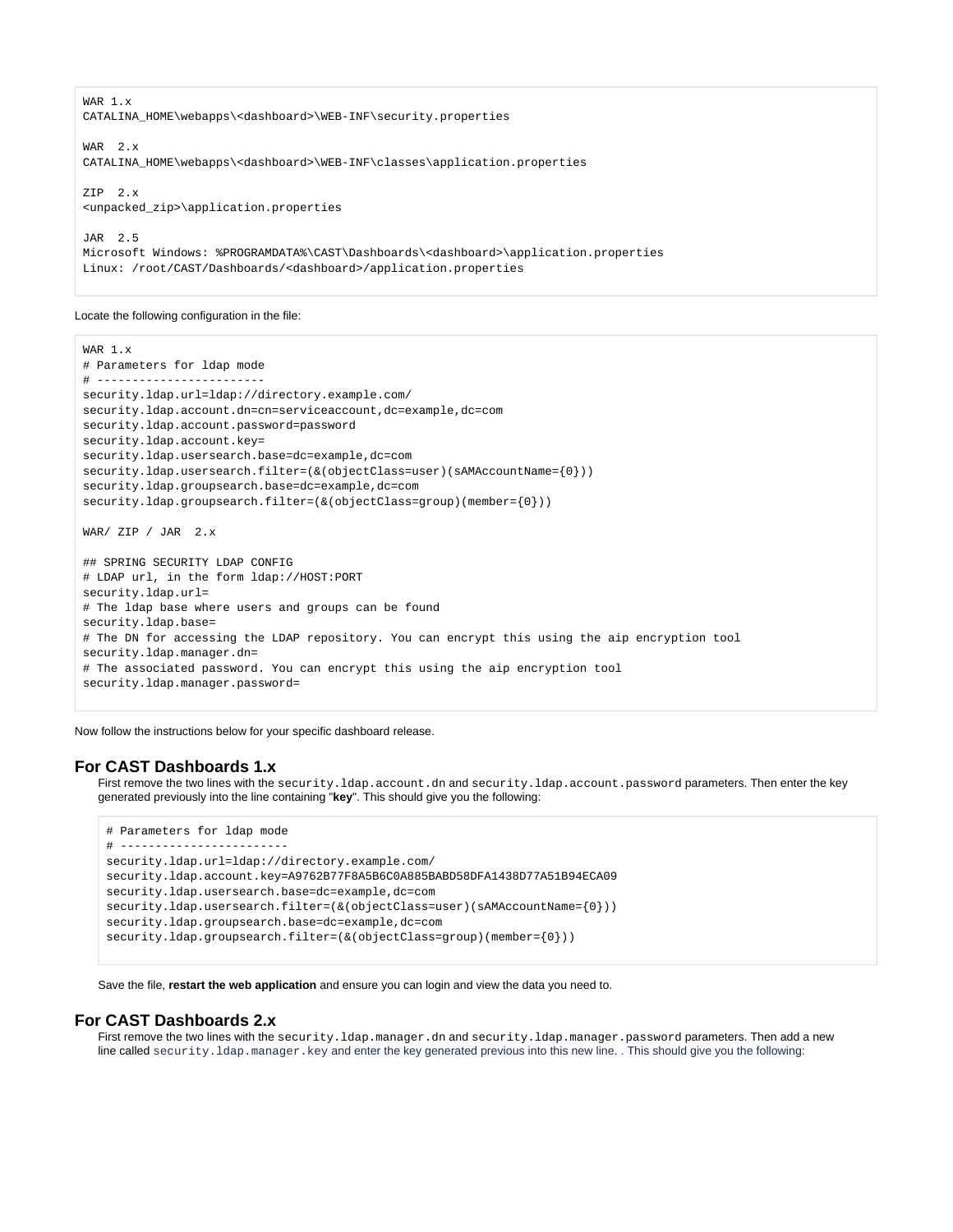```
WAR 1.x
CATALINA_HOME\webapps\<dashboard>\WEB-INF\security.properties

WAR  2.x
CATALINA_HOME\webapps\<dashboard>\WEB-INF\classes\application.properties

ZIP  2.x
<unpacked_zip>\application.properties

JAR  2.5
Microsoft Windows: %PROGRAMDATA%\CAST\Dashboards\<dashboard>\application.properties
Linux: /root/CAST/Dashboards/<dashboard>/application.properties
```

Locate the following configuration in the file:

```
WAR 1.x
# Parameters for ldap mode
# ------------------------
security.ldap.url=ldap://directory.example.com/
security.ldap.account.dn=cn=serviceaccount,dc=example,dc=com
security.ldap.account.password=password
security.ldap.account.key=
security.ldap.usersearch.base=dc=example,dc=com
security.ldap.usersearch.filter=(&(objectClass=user)(sAMAccountName={0}))
security.ldap.groupsearch.base=dc=example,dc=com
security.ldap.groupsearch.filter=(&(objectClass=group)(member={0}))

WAR/ ZIP / JAR  2.x

## SPRING SECURITY LDAP CONFIG
# LDAP url, in the form ldap://HOST:PORT
security.ldap.url=
# The ldap base where users and groups can be found
security.ldap.base=
# The DN for accessing the LDAP repository. You can encrypt this using the aip encryption tool
security.ldap.manager.dn=
# The associated password. You can encrypt this using the aip encryption tool
security.ldap.manager.password=
```

Now follow the instructions below for your specific dashboard release.

### For CAST Dashboards 1.x

First remove the two lines with the `security.ldap.account.dn` and `security.ldap.account.password` parameters. Then enter the key generated previously into the line containing "**key**". This should give you the following:

```
# Parameters for ldap mode
# ------------------------
security.ldap.url=ldap://directory.example.com/
security.ldap.account.key=A9762B77F8A5B6C0A885BABD58DFA1438D77A51B94ECA09
security.ldap.usersearch.base=dc=example,dc=com
security.ldap.usersearch.filter=(&(objectClass=user)(sAMAccountName={0}))
security.ldap.groupsearch.base=dc=example,dc=com
security.ldap.groupsearch.filter=(&(objectClass=group)(member={0}))
```

Save the file, **restart the web application** and ensure you can login and view the data you need to.

### For CAST Dashboards 2.x

First remove the two lines with the `security.ldap.manager.dn` and `security.ldap.manager.password` parameters. Then add a new line called `security.ldap.manager.key` and enter the key generated previous into this new line. . This should give you the following: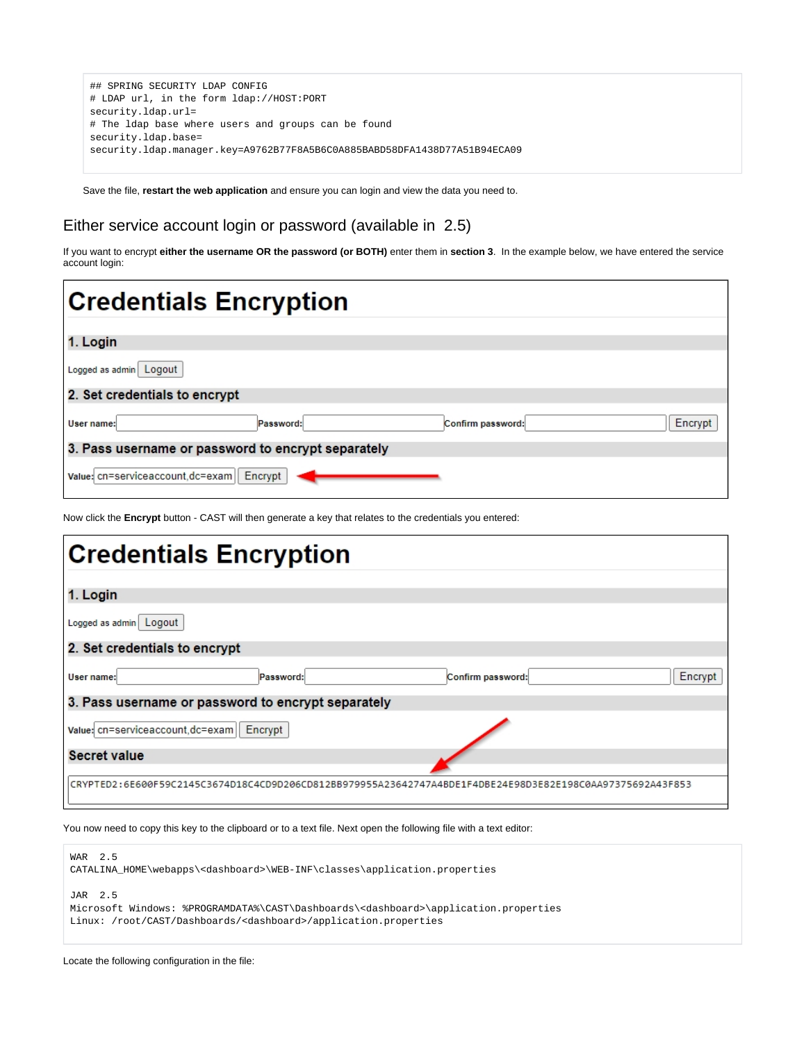```
## SPRING SECURITY LDAP CONFIG
# LDAP url, in the form ldap://HOST:PORT
security.ldap.url=
# The ldap base where users and groups can be found
security.ldap.base=
security.ldap.manager.key=A9762B77F8A5B6C0A885BABD58DFA1438D77A51B94ECA09
```

Save the file, **restart the web application** and ensure you can login and view the data you need to.

## Either service account login or password (available in 2.5)

If you want to encrypt **either the username OR the password (or BOTH)** enter them in **section 3**. In the example below, we have entered the service account login:

# Credentials Encryption

**1. Login**

Logged as admin [Logout]

**2. Set credentials to encrypt**

User name: [ ] Password: [ ] Confirm password: [ ] [Encrypt]

**3. Pass username or password to encrypt separately**

Value: cn=serviceaccount,dc=exam [Encrypt]

Now click the **Encrypt** button - CAST will then generate a key that relates to the credentials you entered:

# Credentials Encryption

**1. Login**

Logged as admin [Logout]

**2. Set credentials to encrypt**

User name: [ ] Password: [ ] Confirm password: [ ] [Encrypt]

**3. Pass username or password to encrypt separately**

Value: cn=serviceaccount,dc=exam [Encrypt]

**Secret value**

CRYPTED2:6E600F59C2145C3674D18C4CD9D206CD812BB979955A23642747A4BDE1F4DBE24E98D3E82E198C0AA97375692A43F853

You now need to copy this key to the clipboard or to a text file. Next open the following file with a text editor:

```
WAR  2.5
CATALINA_HOME\webapps\<dashboard>\WEB-INF\classes\application.properties

JAR  2.5
Microsoft Windows: %PROGRAMDATA%\CAST\Dashboards\<dashboard>\application.properties
Linux: /root/CAST/Dashboards/<dashboard>/application.properties
```

Locate the following configuration in the file: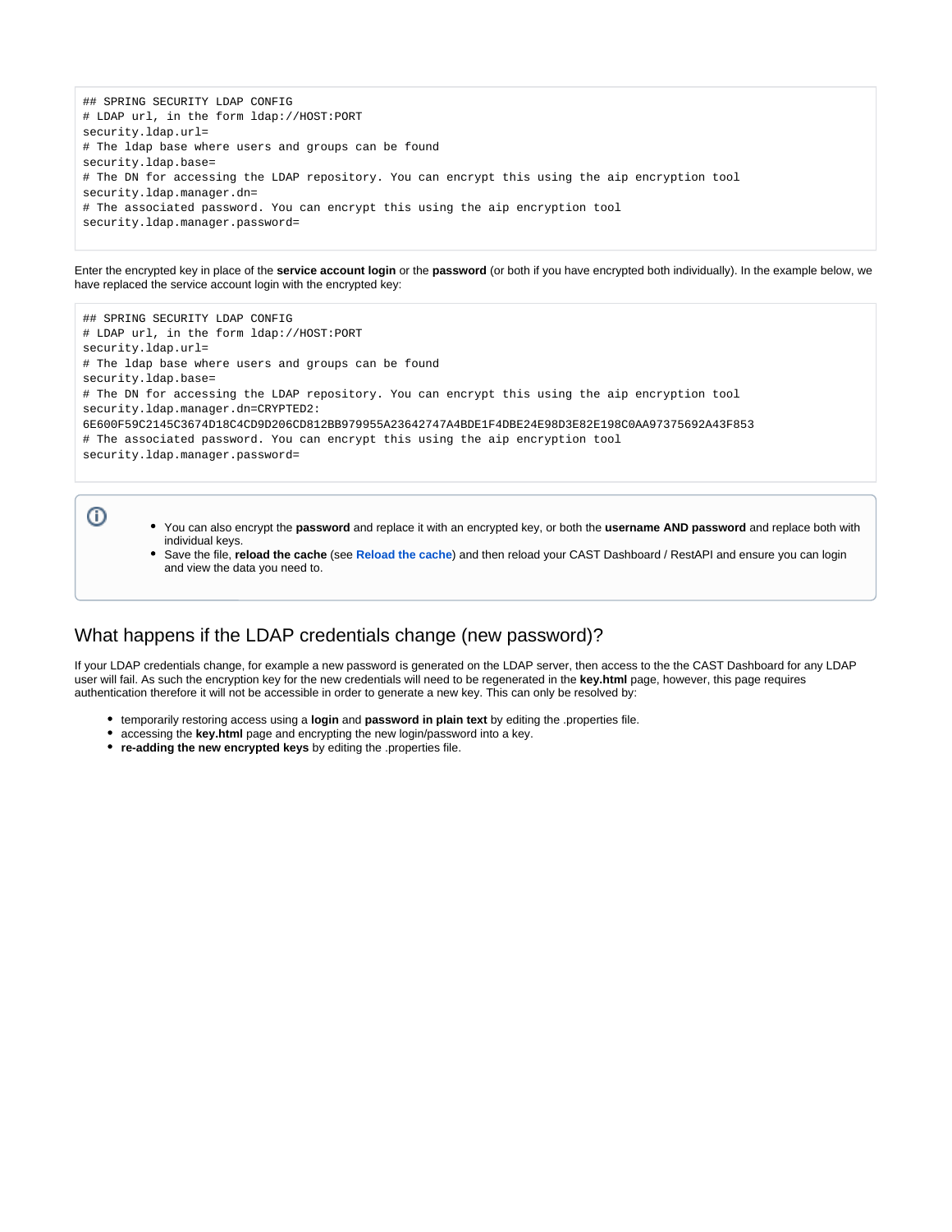```
## SPRING SECURITY LDAP CONFIG
# LDAP url, in the form ldap://HOST:PORT
security.ldap.url=
# The ldap base where users and groups can be found
security.ldap.base=
# The DN for accessing the LDAP repository. You can encrypt this using the aip encryption tool
security.ldap.manager.dn=
# The associated password. You can encrypt this using the aip encryption tool
security.ldap.manager.password=
```

Enter the encrypted key in place of the **service account login** or the **password** (or both if you have encrypted both individually). In the example below, we have replaced the service account login with the encrypted key:

```
## SPRING SECURITY LDAP CONFIG
# LDAP url, in the form ldap://HOST:PORT
security.ldap.url=
# The ldap base where users and groups can be found
security.ldap.base=
# The DN for accessing the LDAP repository. You can encrypt this using the aip encryption tool
security.ldap.manager.dn=CRYPTED2:
6E600F59C2145C3674D18C4CD9D206CD812BB979955A23642747A4BDE1F4DBE24E98D3E82E198C0AA97375692A43F853
# The associated password. You can encrypt this using the aip encryption tool
security.ldap.manager.password=
```

- You can also encrypt the **password** and replace it with an encrypted key, or both the **username AND password** and replace both with individual keys.
- Save the file, **reload the cache** (see **Reload the cache**) and then reload your CAST Dashboard / RestAPI and ensure you can login and view the data you need to.

## What happens if the LDAP credentials change (new password)?

If your LDAP credentials change, for example a new password is generated on the LDAP server, then access to the the CAST Dashboard for any LDAP user will fail. As such the encryption key for the new credentials will need to be regenerated in the **key.html** page, however, this page requires authentication therefore it will not be accessible in order to generate a new key. This can only be resolved by:

- temporarily restoring access using a **login** and **password in plain text** by editing the .properties file.
- accessing the **key.html** page and encrypting the new login/password into a key.
- **re-adding the new encrypted keys** by editing the .properties file.